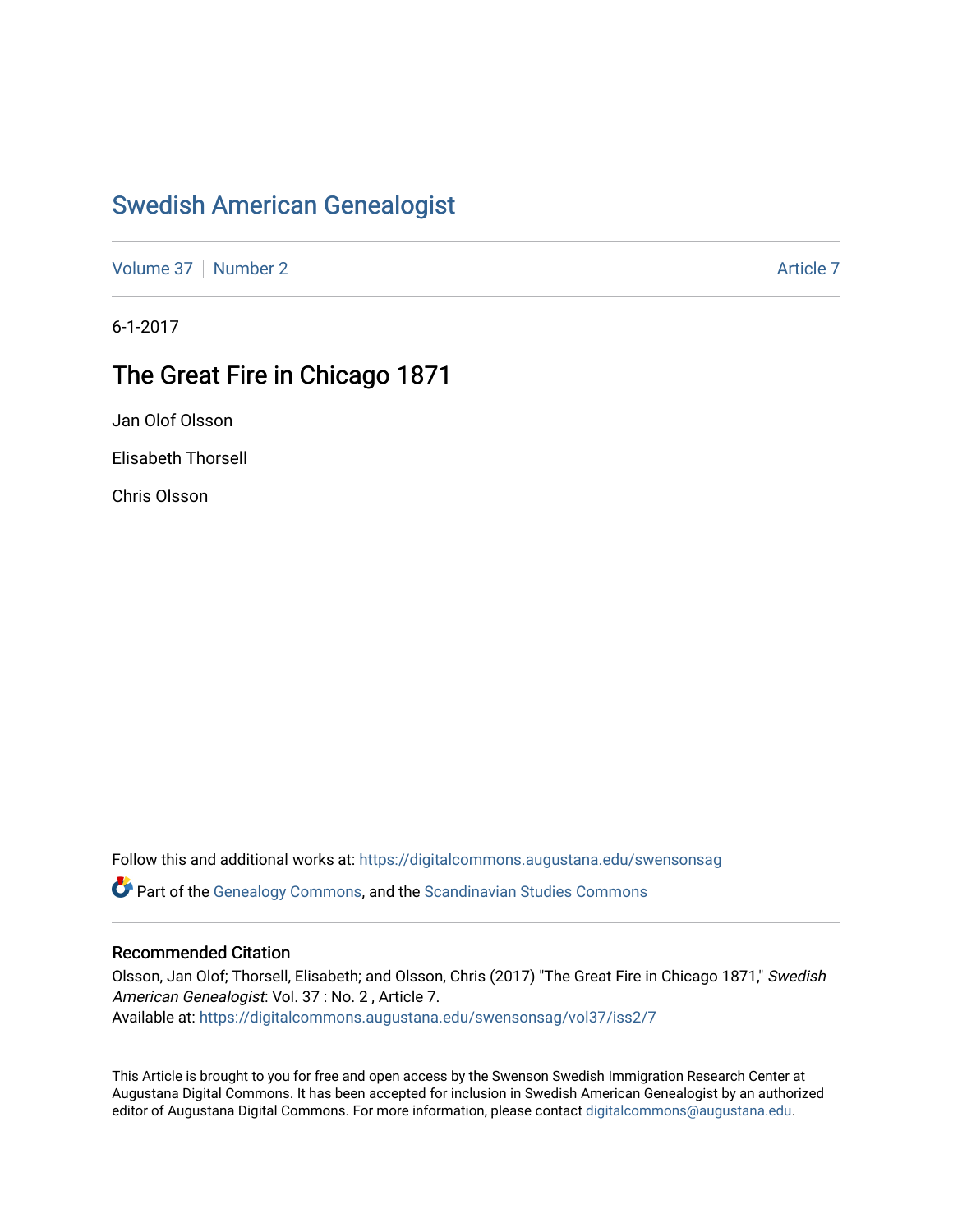# Swedish American Genealogist

Volume 37 | Number 2 | Article 7

6-1-2017

## The Great Fire in Chicago 1871

Jan Olof Olsson

Elisabeth Thorsell

Chris Olsson

Follow this and additional works at: https://digitalcommons.augustana.edu/swensonsag

Part of the Genealogy Commons, and the Scandinavian Studies Commons

### Recommended Citation

Olsson, Jan Olof; Thorsell, Elisabeth; and Olsson, Chris (2017) "The Great Fire in Chicago 1871," *Swedish American Genealogist*: Vol. 37 : No. 2 , Article 7.
Available at: https://digitalcommons.augustana.edu/swensonsag/vol37/iss2/7

This Article is brought to you for free and open access by the Swenson Swedish Immigration Research Center at Augustana Digital Commons. It has been accepted for inclusion in Swedish American Genealogist by an authorized editor of Augustana Digital Commons. For more information, please contact digitalcommons@augustana.edu.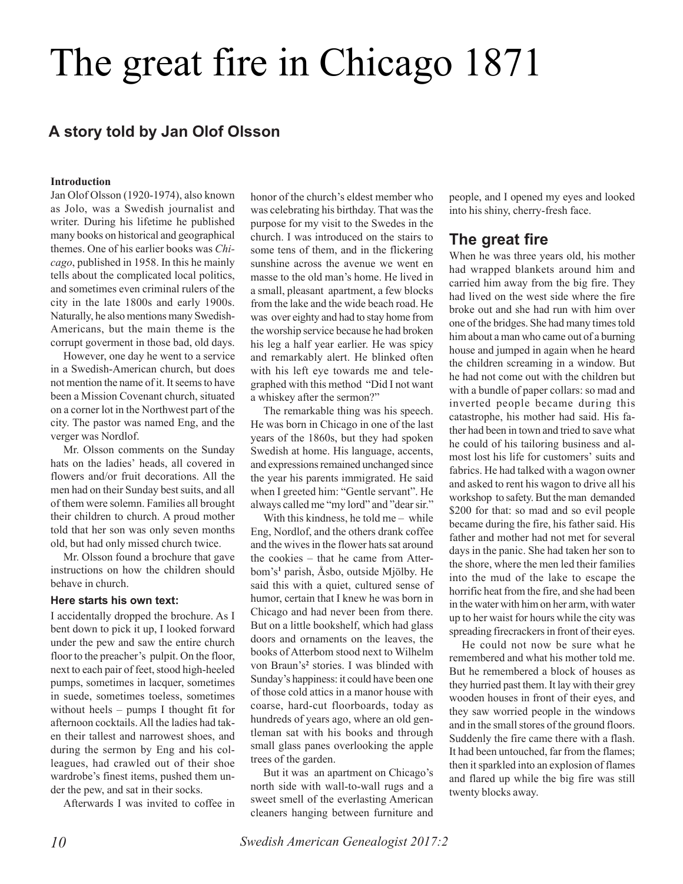# The great fire in Chicago 1871

## A story told by Jan Olof Olsson

**Introduction**

Jan Olof Olsson (1920-1974), also known as Jolo, was a Swedish journalist and writer. During his lifetime he published many books on historical and geographical themes. One of his earlier books was *Chicago*, published in 1958. In this he mainly tells about the complicated local politics, and sometimes even criminal rulers of the city in the late 1800s and early 1900s. Naturally, he also mentions many Swedish-Americans, but the main theme is the corrupt goverment in those bad, old days.

However, one day he went to a service in a Swedish-American church, but does not mention the name of it. It seems to have been a Mission Covenant church, situated on a corner lot in the Northwest part of the city. The pastor was named Eng, and the verger was Nordlof.

Mr. Olsson comments on the Sunday hats on the ladies' heads, all covered in flowers and/or fruit decorations. All the men had on their Sunday best suits, and all of them were solemn. Families all brought their children to church. A proud mother told that her son was only seven months old, but had only missed church twice.

Mr. Olsson found a brochure that gave instructions on how the children should behave in church.

### Here starts his own text:

I accidentally dropped the brochure. As I bent down to pick it up, I looked forward under the pew and saw the entire church floor to the preacher's pulpit. On the floor, next to each pair of feet, stood high-heeled pumps, sometimes in lacquer, sometimes in suede, sometimes toeless, sometimes without heels – pumps I thought fit for afternoon cocktails. All the ladies had taken their tallest and narrowest shoes, and during the sermon by Eng and his colleagues, had crawled out of their shoe wardrobe's finest items, pushed them under the pew, and sat in their socks.

Afterwards I was invited to coffee in honor of the church's eldest member who was celebrating his birthday. That was the purpose for my visit to the Swedes in the church. I was introduced on the stairs to some tens of them, and in the flickering sunshine across the avenue we went en masse to the old man's home. He lived in a small, pleasant apartment, a few blocks from the lake and the wide beach road. He was over eighty and had to stay home from the worship service because he had broken his leg a half year earlier. He was spicy and remarkably alert. He blinked often with his left eye towards me and telegraphed with this method "Did I not want a whiskey after the sermon?"

The remarkable thing was his speech. He was born in Chicago in one of the last years of the 1860s, but they had spoken Swedish at home. His language, accents, and expressions remained unchanged since the year his parents immigrated. He said when I greeted him: "Gentle servant". He always called me "my lord" and "dear sir."

With this kindness, he told me – while Eng, Nordlof, and the others drank coffee and the wives in the flower hats sat around the cookies – that he came from Atterbom's[1] parish, Åsbo, outside Mjölby. He said this with a quiet, cultured sense of humor, certain that I knew he was born in Chicago and had never been from there. But on a little bookshelf, which had glass doors and ornaments on the leaves, the books of Atterbom stood next to Wilhelm von Braun's[2] stories. I was blinded with Sunday's happiness: it could have been one of those cold attics in a manor house with coarse, hard-cut floorboards, today as hundreds of years ago, where an old gentleman sat with his books and through small glass panes overlooking the apple trees of the garden.

But it was an apartment on Chicago's north side with wall-to-wall rugs and a sweet smell of the everlasting American cleaners hanging between furniture and people, and I opened my eyes and looked into his shiny, cherry-fresh face.

## The great fire

When he was three years old, his mother had wrapped blankets around him and carried him away from the big fire. They had lived on the west side where the fire broke out and she had run with him over one of the bridges. She had many times told him about a man who came out of a burning house and jumped in again when he heard the children screaming in a window. But he had not come out with the children but with a bundle of paper collars: so mad and inverted people became during this catastrophe, his mother had said. His father had been in town and tried to save what he could of his tailoring business and almost lost his life for customers' suits and fabrics. He had talked with a wagon owner and asked to rent his wagon to drive all his workshop to safety. But the man demanded $200 for that: so mad and so evil people became during the fire, his father said. His father and mother had not met for several days in the panic. She had taken her son to the shore, where the men led their families into the mud of the lake to escape the horrific heat from the fire, and she had been in the water with him on her arm, with water up to her waist for hours while the city was spreading firecrackers in front of their eyes.

He could not now be sure what he remembered and what his mother told me. But he remembered a block of houses as they hurried past them. It lay with their grey wooden houses in front of their eyes, and they saw worried people in the windows and in the small stores of the ground floors. Suddenly the fire came there with a flash. It had been untouched, far from the flames; then it sparkled into an explosion of flames and flared up while the big fire was still twenty blocks away.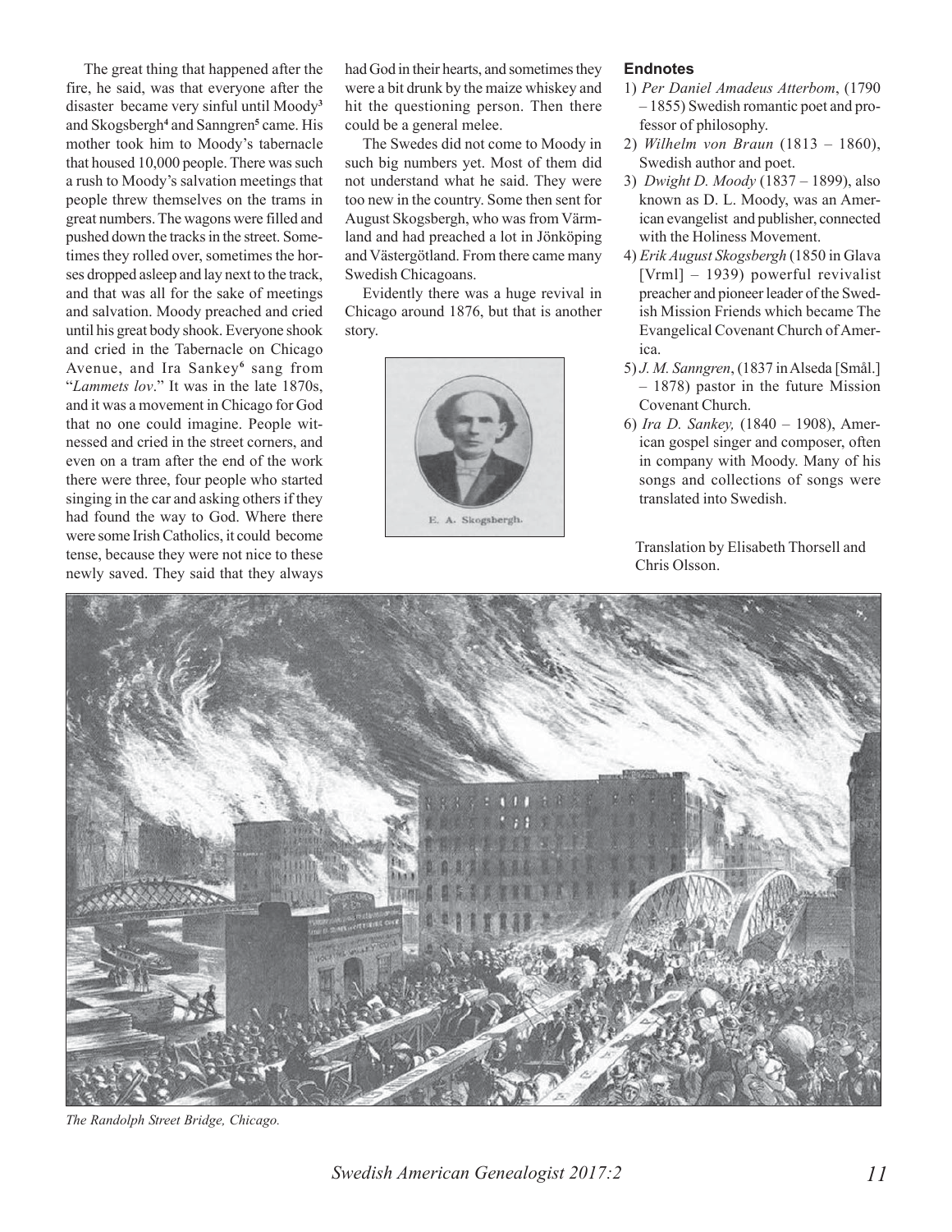The great thing that happened after the fire, he said, was that everyone after the disaster became very sinful until Moody[3] and Skogsbergh[4] and Sanngren[5] came. His mother took him to Moody's tabernacle that housed 10,000 people. There was such a rush to Moody's salvation meetings that people threw themselves on the trams in great numbers. The wagons were filled and pushed down the tracks in the street. Sometimes they rolled over, sometimes the horses dropped asleep and lay next to the track, and that was all for the sake of meetings and salvation. Moody preached and cried until his great body shook. Everyone shook and cried in the Tabernacle on Chicago Avenue, and Ira Sankey[6] sang from "*Lammets lov*." It was in the late 1870s, and it was a movement in Chicago for God that no one could imagine. People witnessed and cried in the street corners, and even on a tram after the end of the work there were three, four people who started singing in the car and asking others if they had found the way to God. Where there were some Irish Catholics, it could become tense, because they were not nice to these newly saved. They said that they always had God in their hearts, and sometimes they were a bit drunk by the maize whiskey and hit the questioning person. Then there could be a general melee.

The Swedes did not come to Moody in such big numbers yet. Most of them did not understand what he said. They were too new in the country. Some then sent for August Skogsbergh, who was from Värmland and had preached a lot in Jönköping and Västergötland. From there came many Swedish Chicagoans.

Evidently there was a huge revival in Chicago around 1876, but that is another story.

E. A. Skogsbergh.

### Endnotes

1) *Per Daniel Amadeus Atterbom*, (1790 – 1855) Swedish romantic poet and professor of philosophy.
2) *Wilhelm von Braun* (1813 – 1860), Swedish author and poet.
3) *Dwight D. Moody* (1837 – 1899), also known as D. L. Moody, was an American evangelist and publisher, connected with the Holiness Movement.
4) *Erik August Skogsbergh* (1850 in Glava [Vrml] – 1939) powerful revivalist preacher and pioneer leader of the Swedish Mission Friends which became The Evangelical Covenant Church of America.
5) *J. M. Sanngren*, (1837 in Alseda [Smål.] – 1878) pastor in the future Mission Covenant Church.
6) *Ira D. Sankey,* (1840 – 1908), American gospel singer and composer, often in company with Moody. Many of his songs and collections of songs were translated into Swedish.

Translation by Elisabeth Thorsell and Chris Olsson.

*The Randolph Street Bridge, Chicago.*